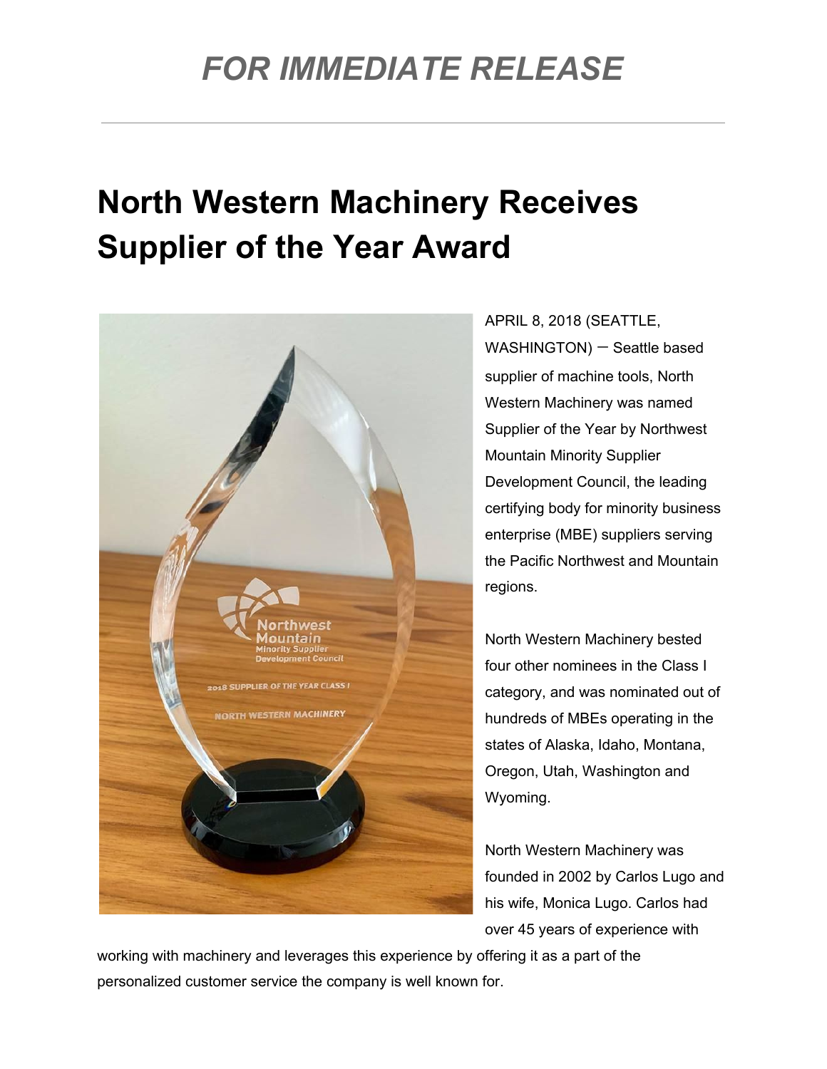*FOR IMMEDIATE RELEASE*

# North Western Machinery Receives Supplier of the Year Award

APRIL 8, 2018 (SEATTLE, WASHINGTON) – Seattle based supplier of machine tools, North Western Machinery was named Supplier of the Year by Northwest Mountain Minority Supplier Development Council, the leading certifying body for minority business enterprise (MBE) suppliers serving the Pacific Northwest and Mountain regions.

North Western Machinery bested four other nominees in the Class I category, and was nominated out of hundreds of MBEs operating in the states of Alaska, Idaho, Montana, Oregon, Utah, Washington and Wyoming.

North Western Machinery was founded in 2002 by Carlos Lugo and his wife, Monica Lugo. Carlos had over 45 years of experience with working with machinery and leverages this experience by offering it as a part of the personalized customer service the company is well known for.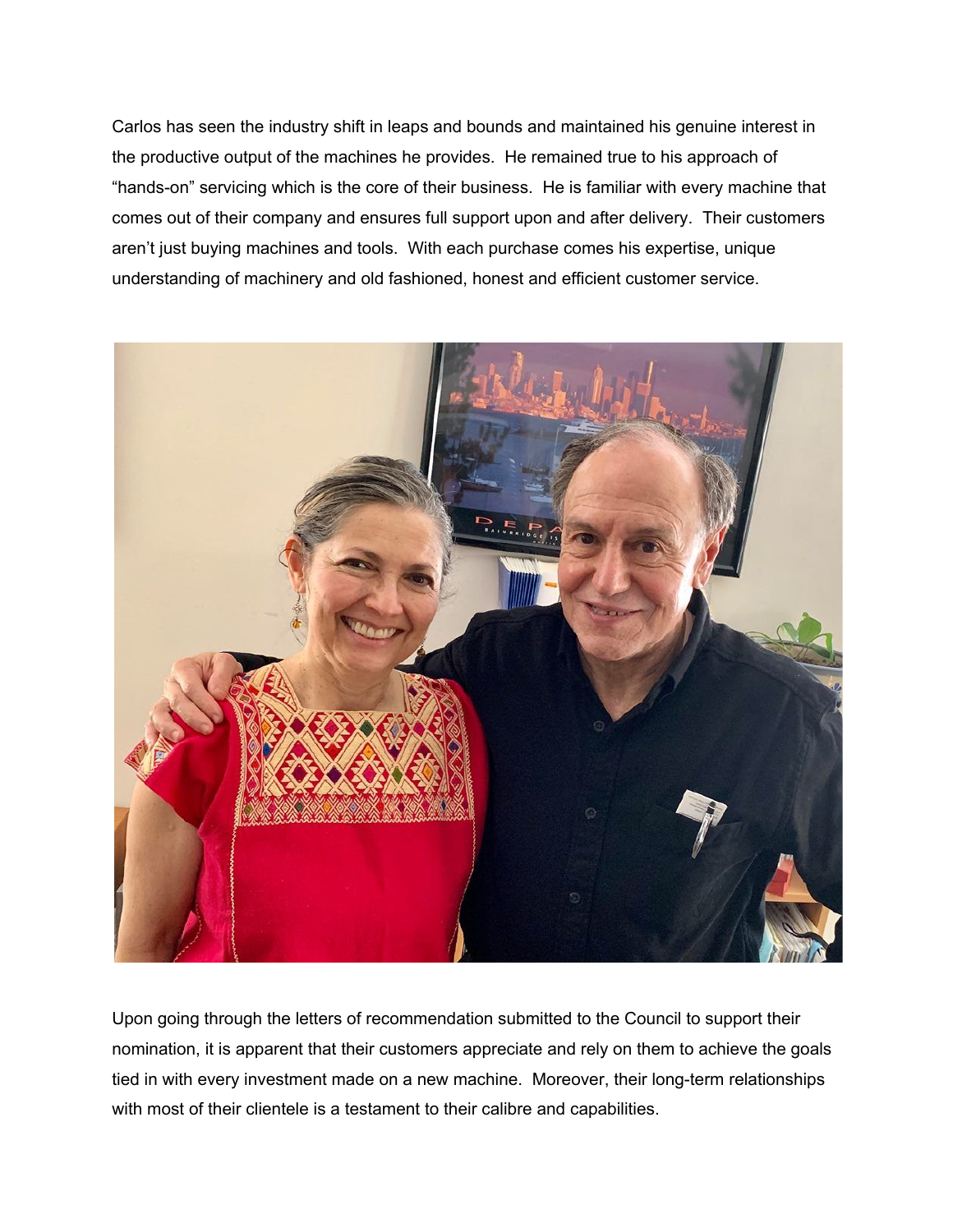Carlos has seen the industry shift in leaps and bounds and maintained his genuine interest in the productive output of the machines he provides. He remained true to his approach of "hands-on" servicing which is the core of their business. He is familiar with every machine that comes out of their company and ensures full support upon and after delivery. Their customers aren't just buying machines and tools. With each purchase comes his expertise, unique understanding of machinery and old fashioned, honest and efficient customer service.

Upon going through the letters of recommendation submitted to the Council to support their nomination, it is apparent that their customers appreciate and rely on them to achieve the goals tied in with every investment made on a new machine. Moreover, their long-term relationships with most of their clientele is a testament to their calibre and capabilities.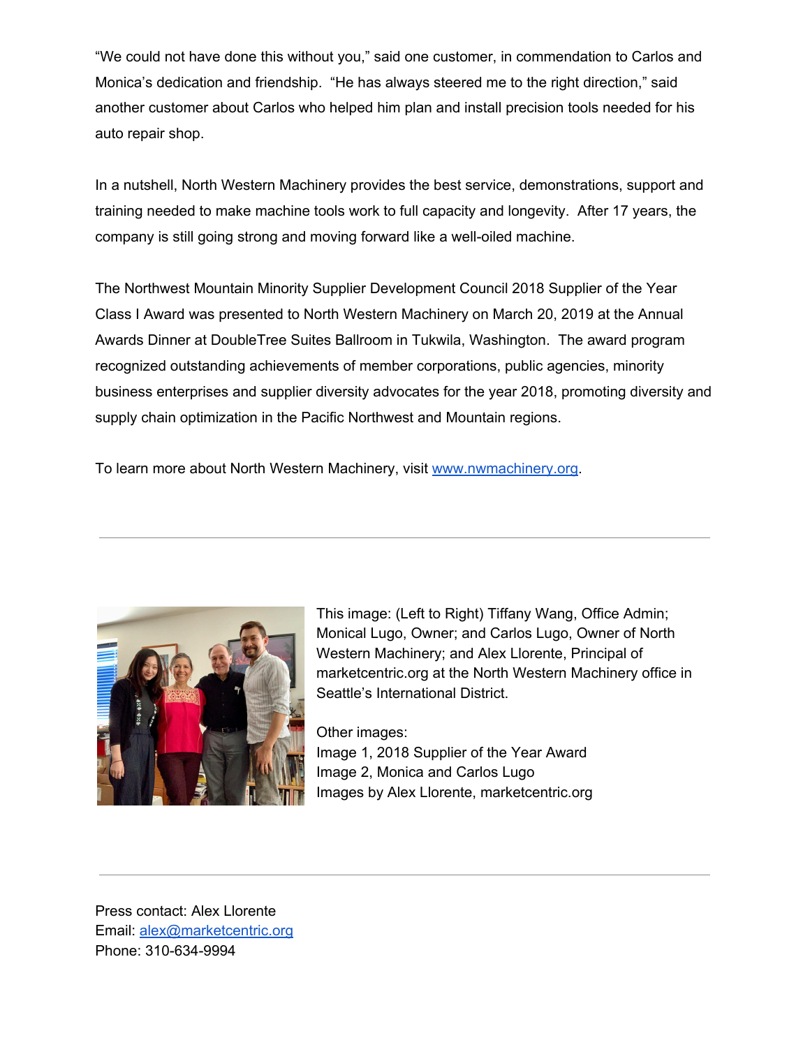"We could not have done this without you," said one customer, in commendation to Carlos and Monica's dedication and friendship. "He has always steered me to the right direction," said another customer about Carlos who helped him plan and install precision tools needed for his auto repair shop.

In a nutshell, North Western Machinery provides the best service, demonstrations, support and training needed to make machine tools work to full capacity and longevity. After 17 years, the company is still going strong and moving forward like a well-oiled machine.

The Northwest Mountain Minority Supplier Development Council 2018 Supplier of the Year Class I Award was presented to North Western Machinery on March 20, 2019 at the Annual Awards Dinner at DoubleTree Suites Ballroom in Tukwila, Washington. The award program recognized outstanding achievements of member corporations, public agencies, minority business enterprises and supplier diversity advocates for the year 2018, promoting diversity and supply chain optimization in the Pacific Northwest and Mountain regions.

To learn more about North Western Machinery, visit [www.nwmachinery.org](http://www.nwmachinery.org).

---

This image: (Left to Right) Tiffany Wang, Office Admin; Monical Lugo, Owner; and Carlos Lugo, Owner of North Western Machinery; and Alex Llorente, Principal of marketcentric.org at the North Western Machinery office in Seattle's International District.

Other images:
Image 1, 2018 Supplier of the Year Award
Image 2, Monica and Carlos Lugo
Images by Alex Llorente, marketcentric.org

---

Press contact: Alex Llorente
Email: [alex@marketcentric.org](mailto:alex@marketcentric.org)
Phone: 310-634-9994